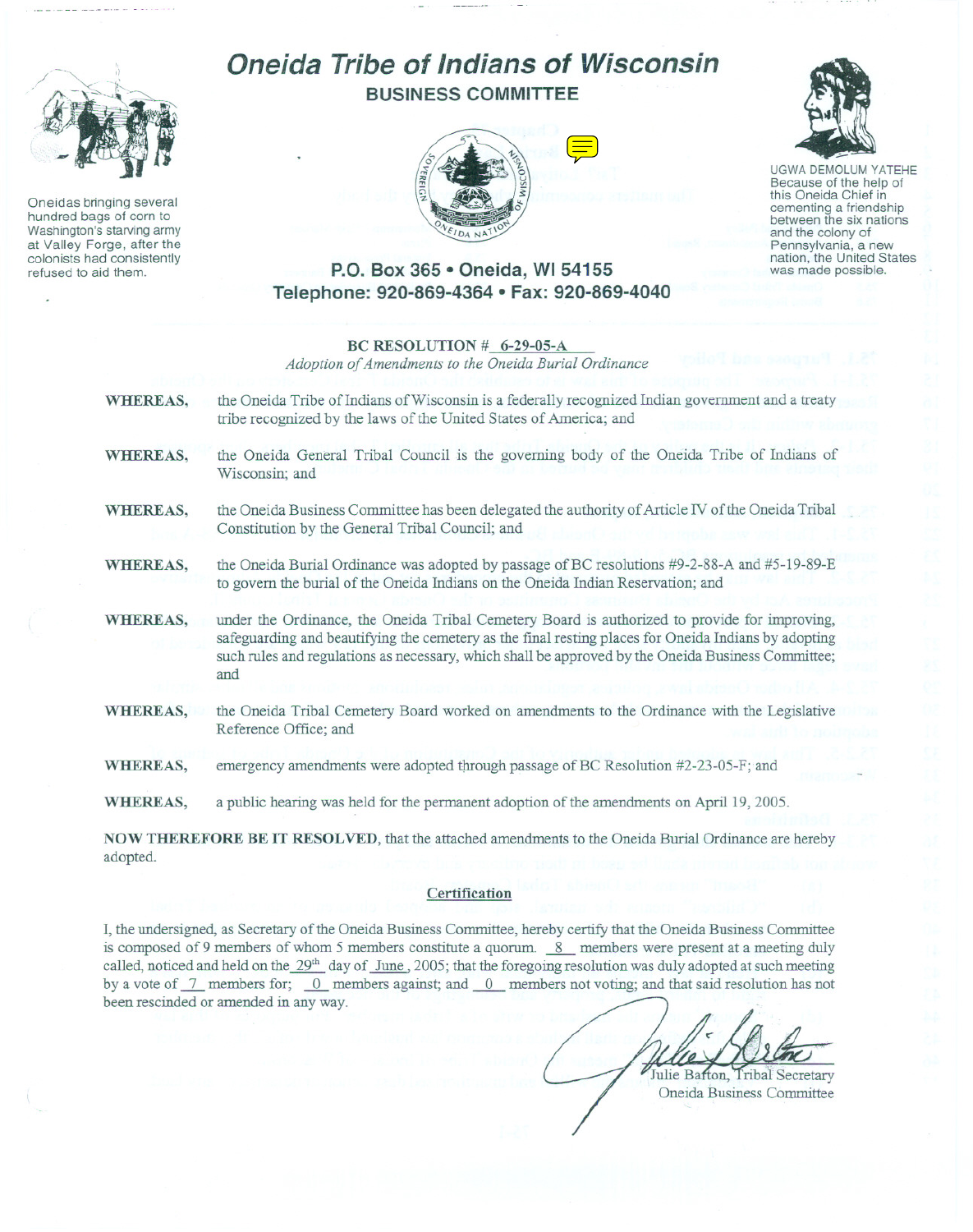# Oneida Tribe of Indians of Wisconsin

**BUSINESS COMMITTEE**

Oneidas bringing several hundred bags of corn to Washington's starving army at Valley Forge, after the colonists had consistently refused to aid them.

UGWA DEMOLUM YATEHE
Because of the help of this Oneida Chief in cementing a friendship between the six nations and the colony of Pennsylvania, a new nation, the United States was made possible.

**P.O. Box 365 • Oneida, WI 54155**
**Telephone: 920-869-4364 • Fax: 920-869-4040**

**BC RESOLUTION # 6-29-05-A**
*Adoption of Amendments to the Oneida Burial Ordinance*

**WHEREAS,** the Oneida Tribe of Indians of Wisconsin is a federally recognized Indian government and a treaty tribe recognized by the laws of the United States of America; and

**WHEREAS,** the Oneida General Tribal Council is the governing body of the Oneida Tribe of Indians of Wisconsin; and

**WHEREAS,** the Oneida Business Committee has been delegated the authority of Article IV of the Oneida Tribal Constitution by the General Tribal Council; and

**WHEREAS,** the Oneida Burial Ordinance was adopted by passage of BC resolutions #9-2-88-A and #5-19-89-E to govern the burial of the Oneida Indians on the Oneida Indian Reservation; and

**WHEREAS,** under the Ordinance, the Oneida Tribal Cemetery Board is authorized to provide for improving, safeguarding and beautifying the cemetery as the final resting places for Oneida Indians by adopting such rules and regulations as necessary, which shall be approved by the Oneida Business Committee; and

**WHEREAS,** the Oneida Tribal Cemetery Board worked on amendments to the Ordinance with the Legislative Reference Office; and

**WHEREAS,** emergency amendments were adopted through passage of BC Resolution #2-23-05-F; and

**WHEREAS,** a public hearing was held for the permanent adoption of the amendments on April 19, 2005.

**NOW THEREFORE BE IT RESOLVED**, that the attached amendments to the Oneida Burial Ordinance are hereby adopted.

## Certification

I, the undersigned, as Secretary of the Oneida Business Committee, hereby certify that the Oneida Business Committee is composed of 9 members of whom 5 members constitute a quorum. 8 members were present at a meeting duly called, noticed and held on the 29th day of June, 2005; that the foregoing resolution was duly adopted at such meeting by a vote of 7 members for; 0 members against; and 0 members not voting; and that said resolution has not been rescinded or amended in any way.

Julie Barton, Tribal Secretary
Oneida Business Committee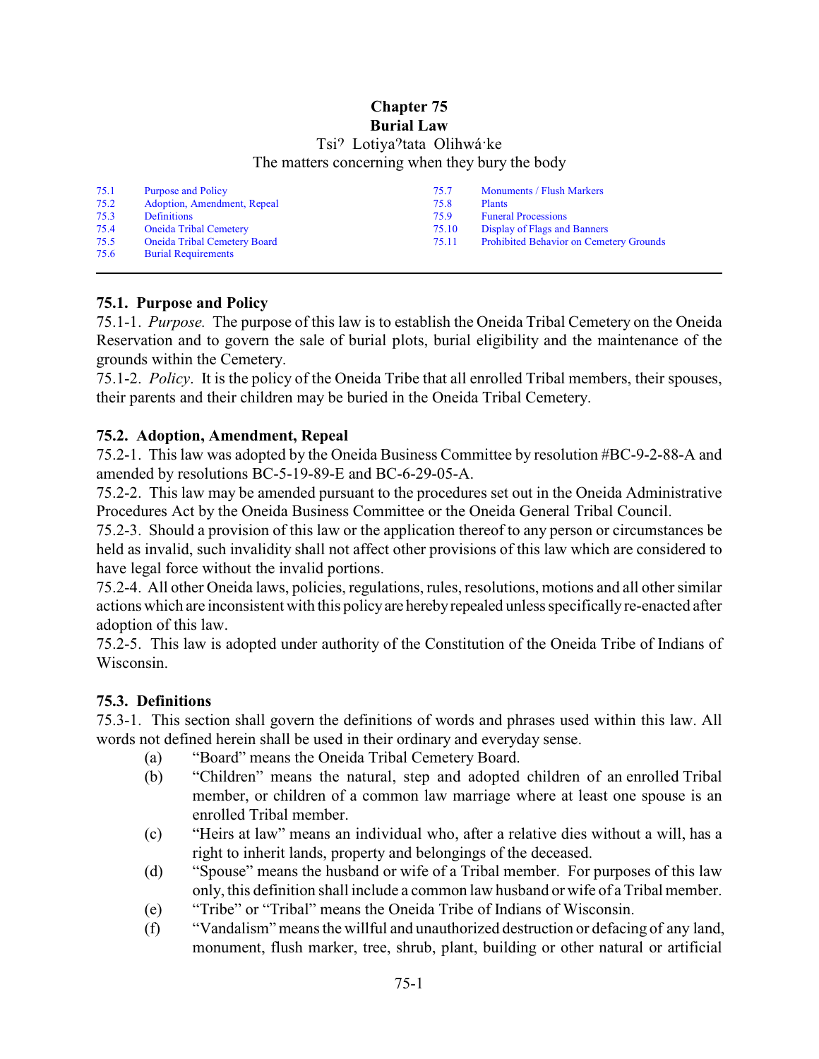# Chapter 75
# Burial Law

Tsiʔ Lotiyaʔtata Olihwá·ke
The matters concerning when they bury the body

| | | | |
|---|---|---|---|
| 75.1 | Purpose and Policy | 75.7 | Monuments / Flush Markers |
| 75.2 | Adoption, Amendment, Repeal | 75.8 | Plants |
| 75.3 | Definitions | 75.9 | Funeral Processions |
| 75.4 | Oneida Tribal Cemetery | 75.10 | Display of Flags and Banners |
| 75.5 | Oneida Tribal Cemetery Board | 75.11 | Prohibited Behavior on Cemetery Grounds |
| 75.6 | Burial Requirements | | |

---

## 75.1. Purpose and Policy

75.1-1. *Purpose.* The purpose of this law is to establish the Oneida Tribal Cemetery on the Oneida Reservation and to govern the sale of burial plots, burial eligibility and the maintenance of the grounds within the Cemetery.

75.1-2. *Policy*. It is the policy of the Oneida Tribe that all enrolled Tribal members, their spouses, their parents and their children may be buried in the Oneida Tribal Cemetery.

## 75.2. Adoption, Amendment, Repeal

75.2-1. This law was adopted by the Oneida Business Committee by resolution #BC-9-2-88-A and amended by resolutions BC-5-19-89-E and BC-6-29-05-A.

75.2-2. This law may be amended pursuant to the procedures set out in the Oneida Administrative Procedures Act by the Oneida Business Committee or the Oneida General Tribal Council.

75.2-3. Should a provision of this law or the application thereof to any person or circumstances be held as invalid, such invalidity shall not affect other provisions of this law which are considered to have legal force without the invalid portions.

75.2-4. All other Oneida laws, policies, regulations, rules, resolutions, motions and all other similar actions which are inconsistent with this policy are hereby repealed unless specifically re-enacted after adoption of this law.

75.2-5. This law is adopted under authority of the Constitution of the Oneida Tribe of Indians of Wisconsin.

## 75.3. Definitions

75.3-1. This section shall govern the definitions of words and phrases used within this law. All words not defined herein shall be used in their ordinary and everyday sense.

(a) "Board" means the Oneida Tribal Cemetery Board.

(b) "Children" means the natural, step and adopted children of an enrolled Tribal member, or children of a common law marriage where at least one spouse is an enrolled Tribal member.

(c) "Heirs at law" means an individual who, after a relative dies without a will, has a right to inherit lands, property and belongings of the deceased.

(d) "Spouse" means the husband or wife of a Tribal member. For purposes of this law only, this definition shall include a common law husband or wife of a Tribal member.

(e) "Tribe" or "Tribal" means the Oneida Tribe of Indians of Wisconsin.

(f) "Vandalism" means the willful and unauthorized destruction or defacing of any land, monument, flush marker, tree, shrub, plant, building or other natural or artificial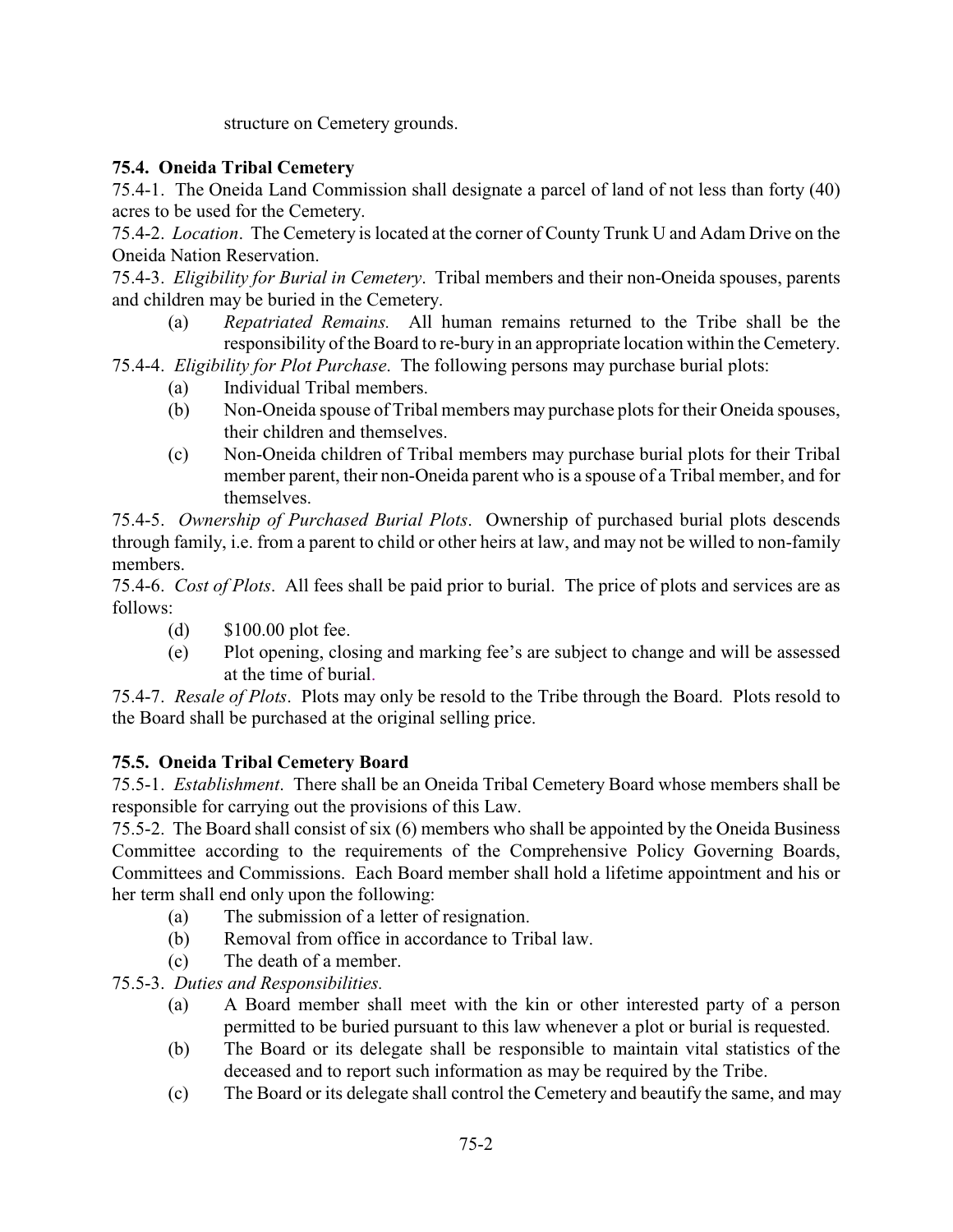structure on Cemetery grounds.

**75.4. Oneida Tribal Cemetery**

75.4-1. The Oneida Land Commission shall designate a parcel of land of not less than forty (40) acres to be used for the Cemetery.

75.4-2. *Location*. The Cemetery is located at the corner of County Trunk U and Adam Drive on the Oneida Nation Reservation.

75.4-3. *Eligibility for Burial in Cemetery*. Tribal members and their non-Oneida spouses, parents and children may be buried in the Cemetery.

(a) *Repatriated Remains.* All human remains returned to the Tribe shall be the responsibility of the Board to re-bury in an appropriate location within the Cemetery.

75.4-4. *Eligibility for Plot Purchase*. The following persons may purchase burial plots:

(a) Individual Tribal members.

(b) Non-Oneida spouse of Tribal members may purchase plots for their Oneida spouses, their children and themselves.

(c) Non-Oneida children of Tribal members may purchase burial plots for their Tribal member parent, their non-Oneida parent who is a spouse of a Tribal member, and for themselves.

75.4-5. *Ownership of Purchased Burial Plots*. Ownership of purchased burial plots descends through family, i.e. from a parent to child or other heirs at law, and may not be willed to non-family members.

75.4-6. *Cost of Plots*. All fees shall be paid prior to burial. The price of plots and services are as follows:

(d) $100.00 plot fee.

(e) Plot opening, closing and marking fee's are subject to change and will be assessed at the time of burial.

75.4-7. *Resale of Plots*. Plots may only be resold to the Tribe through the Board. Plots resold to the Board shall be purchased at the original selling price.

**75.5. Oneida Tribal Cemetery Board**

75.5-1. *Establishment*. There shall be an Oneida Tribal Cemetery Board whose members shall be responsible for carrying out the provisions of this Law.

75.5-2. The Board shall consist of six (6) members who shall be appointed by the Oneida Business Committee according to the requirements of the Comprehensive Policy Governing Boards, Committees and Commissions. Each Board member shall hold a lifetime appointment and his or her term shall end only upon the following:

(a) The submission of a letter of resignation.

(b) Removal from office in accordance to Tribal law.

(c) The death of a member.

75.5-3. *Duties and Responsibilities.*

(a) A Board member shall meet with the kin or other interested party of a person permitted to be buried pursuant to this law whenever a plot or burial is requested.

(b) The Board or its delegate shall be responsible to maintain vital statistics of the deceased and to report such information as may be required by the Tribe.

(c) The Board or its delegate shall control the Cemetery and beautify the same, and may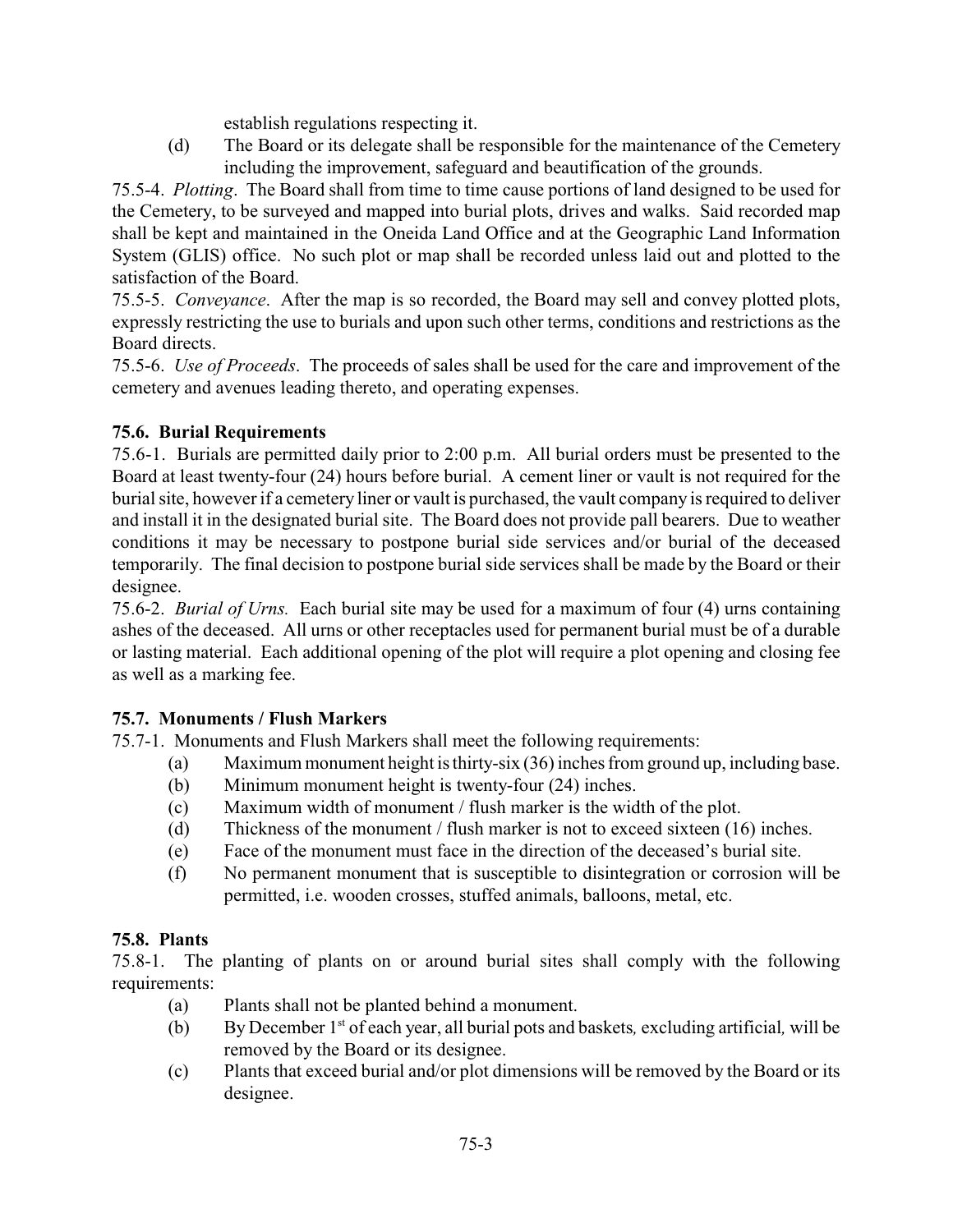establish regulations respecting it.

(d) The Board or its delegate shall be responsible for the maintenance of the Cemetery including the improvement, safeguard and beautification of the grounds.

75.5-4. *Plotting*. The Board shall from time to time cause portions of land designed to be used for the Cemetery, to be surveyed and mapped into burial plots, drives and walks. Said recorded map shall be kept and maintained in the Oneida Land Office and at the Geographic Land Information System (GLIS) office. No such plot or map shall be recorded unless laid out and plotted to the satisfaction of the Board.

75.5-5. *Conveyance*. After the map is so recorded, the Board may sell and convey plotted plots, expressly restricting the use to burials and upon such other terms, conditions and restrictions as the Board directs.

75.5-6. *Use of Proceeds*. The proceeds of sales shall be used for the care and improvement of the cemetery and avenues leading thereto, and operating expenses.

**75.6. Burial Requirements**

75.6-1. Burials are permitted daily prior to 2:00 p.m. All burial orders must be presented to the Board at least twenty-four (24) hours before burial. A cement liner or vault is not required for the burial site, however if a cemetery liner or vault is purchased, the vault company is required to deliver and install it in the designated burial site. The Board does not provide pall bearers. Due to weather conditions it may be necessary to postpone burial side services and/or burial of the deceased temporarily. The final decision to postpone burial side services shall be made by the Board or their designee.

75.6-2. *Burial of Urns.* Each burial site may be used for a maximum of four (4) urns containing ashes of the deceased. All urns or other receptacles used for permanent burial must be of a durable or lasting material. Each additional opening of the plot will require a plot opening and closing fee as well as a marking fee.

**75.7. Monuments / Flush Markers**

75.7-1. Monuments and Flush Markers shall meet the following requirements:

(a) Maximum monument height is thirty-six (36) inches from ground up, including base.

(b) Minimum monument height is twenty-four (24) inches.

(c) Maximum width of monument / flush marker is the width of the plot.

(d) Thickness of the monument / flush marker is not to exceed sixteen (16) inches.

(e) Face of the monument must face in the direction of the deceased's burial site.

(f) No permanent monument that is susceptible to disintegration or corrosion will be permitted, i.e. wooden crosses, stuffed animals, balloons, metal, etc.

**75.8. Plants**

75.8-1. The planting of plants on or around burial sites shall comply with the following requirements:

(a) Plants shall not be planted behind a monument.

(b) By December 1st of each year, all burial pots and baskets*,* excluding artificial*,* will be removed by the Board or its designee.

(c) Plants that exceed burial and/or plot dimensions will be removed by the Board or its designee.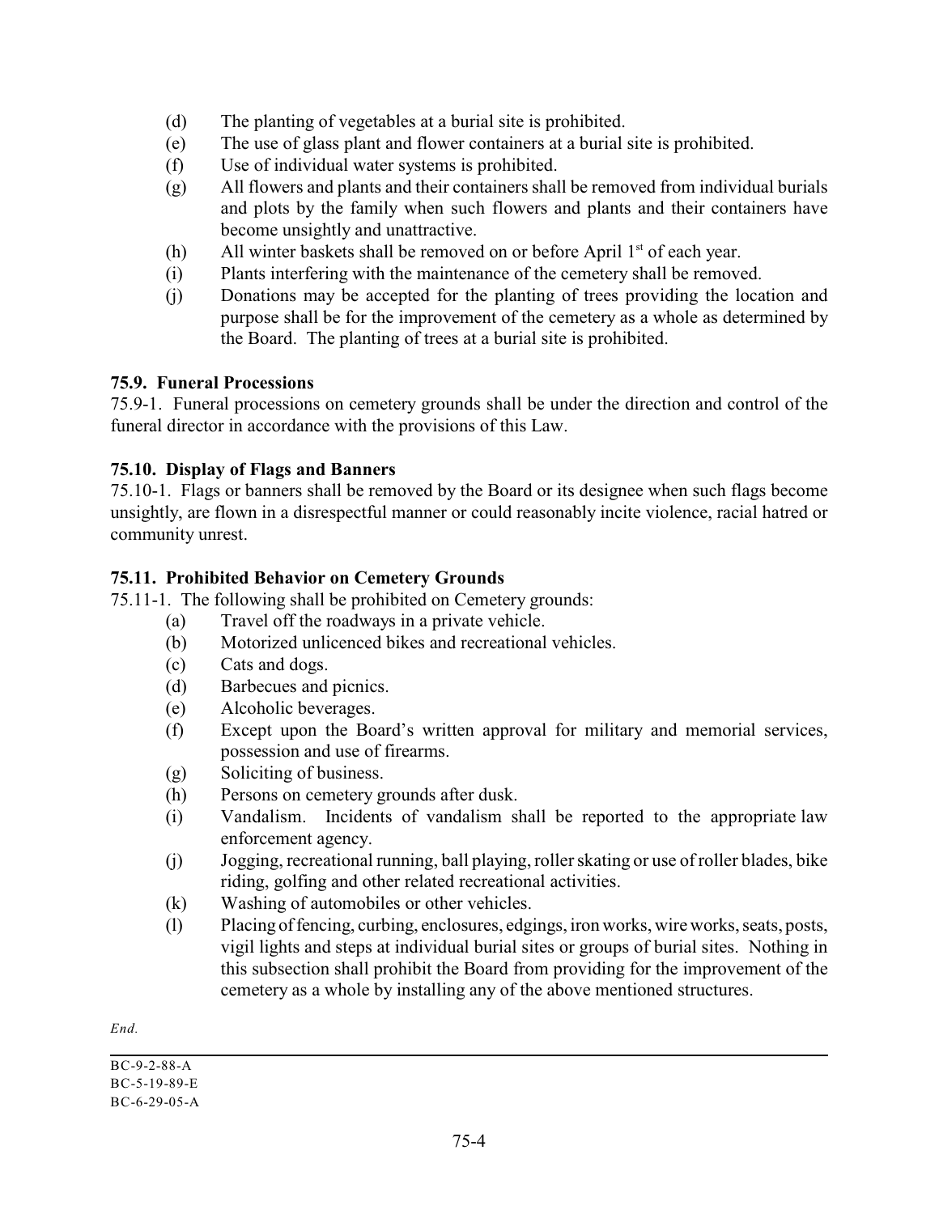(d) The planting of vegetables at a burial site is prohibited.
(e) The use of glass plant and flower containers at a burial site is prohibited.
(f) Use of individual water systems is prohibited.
(g) All flowers and plants and their containers shall be removed from individual burials and plots by the family when such flowers and plants and their containers have become unsightly and unattractive.
(h) All winter baskets shall be removed on or before April 1st of each year.
(i) Plants interfering with the maintenance of the cemetery shall be removed.
(j) Donations may be accepted for the planting of trees providing the location and purpose shall be for the improvement of the cemetery as a whole as determined by the Board. The planting of trees at a burial site is prohibited.

**75.9. Funeral Processions**

75.9-1. Funeral processions on cemetery grounds shall be under the direction and control of the funeral director in accordance with the provisions of this Law.

**75.10. Display of Flags and Banners**

75.10-1. Flags or banners shall be removed by the Board or its designee when such flags become unsightly, are flown in a disrespectful manner or could reasonably incite violence, racial hatred or community unrest.

**75.11. Prohibited Behavior on Cemetery Grounds**

75.11-1. The following shall be prohibited on Cemetery grounds:

(a) Travel off the roadways in a private vehicle.
(b) Motorized unlicenced bikes and recreational vehicles.
(c) Cats and dogs.
(d) Barbecues and picnics.
(e) Alcoholic beverages.
(f) Except upon the Board's written approval for military and memorial services, possession and use of firearms.
(g) Soliciting of business.
(h) Persons on cemetery grounds after dusk.
(i) Vandalism. Incidents of vandalism shall be reported to the appropriate law enforcement agency.
(j) Jogging, recreational running, ball playing, roller skating or use of roller blades, bike riding, golfing and other related recreational activities.
(k) Washing of automobiles or other vehicles.
(l) Placing of fencing, curbing, enclosures, edgings, iron works, wire works, seats, posts, vigil lights and steps at individual burial sites or groups of burial sites. Nothing in this subsection shall prohibit the Board from providing for the improvement of the cemetery as a whole by installing any of the above mentioned structures.

*End.*

---

BC-9-2-88-A
BC-5-19-89-E
BC-6-29-05-A